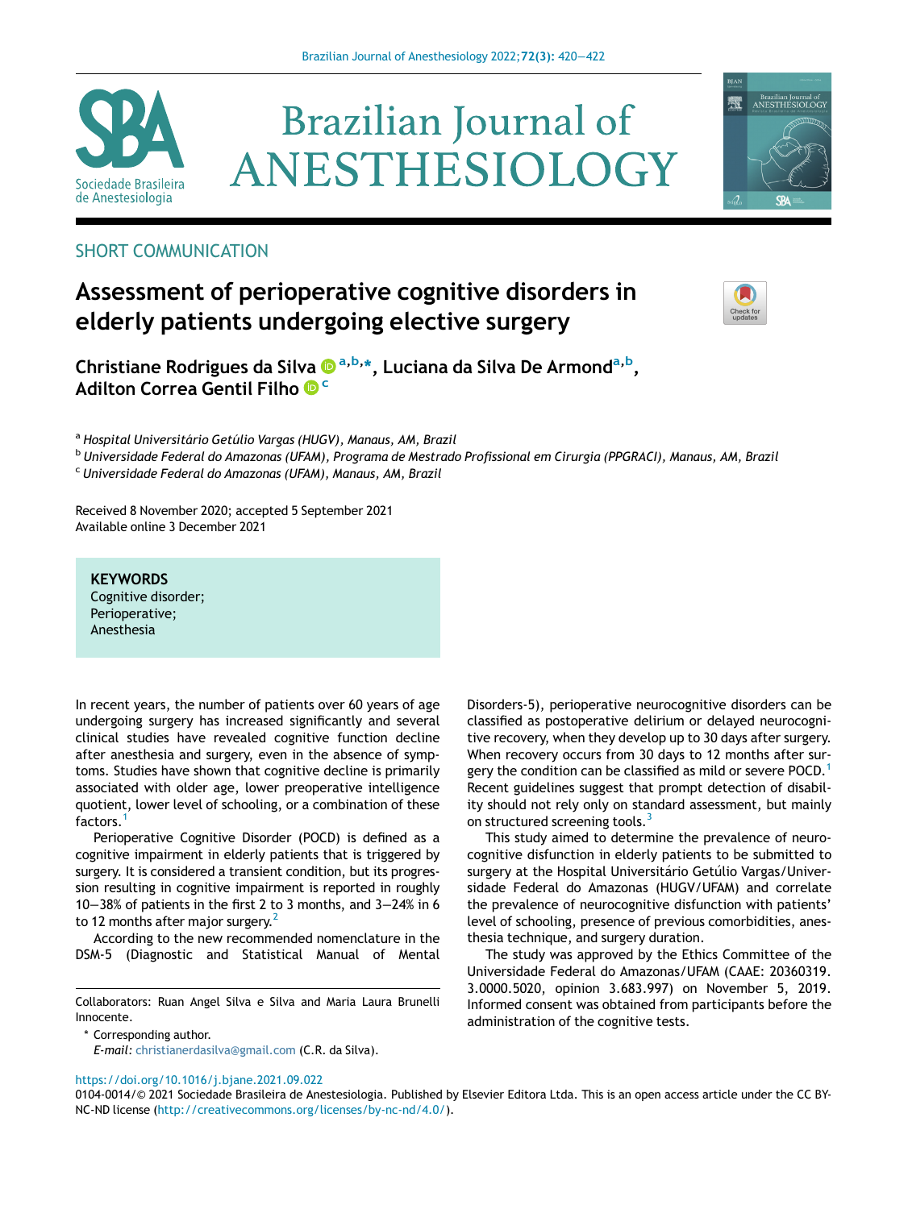SHORT COMMUNICATION

# Assessment of perioperative cognitive disorders in elderly patients undergoing elective surgery

**Christiane Rodrigues da Silva** [a,b,*], **Luciana da Silva De Armond** [a,b], **Adilton Correa Gentil Filho** [c]

[a] *Hospital Universitário Getúlio Vargas (HUGV), Manaus, AM, Brazil*
[b] *Universidade Federal do Amazonas (UFAM), Programa de Mestrado Profissional em Cirurgia (PPGRACI), Manaus, AM, Brazil*
[c] *Universidade Federal do Amazonas (UFAM), Manaus, AM, Brazil*

Received 8 November 2020; accepted 5 September 2021
Available online 3 December 2021

**KEYWORDS**
Cognitive disorder;
Perioperative;
Anesthesia

In recent years, the number of patients over 60 years of age undergoing surgery has increased significantly and several clinical studies have revealed cognitive function decline after anesthesia and surgery, even in the absence of symptoms. Studies have shown that cognitive decline is primarily associated with older age, lower preoperative intelligence quotient, lower level of schooling, or a combination of these factors.[1]

Perioperative Cognitive Disorder (POCD) is defined as a cognitive impairment in elderly patients that is triggered by surgery. It is considered a transient condition, but its progression resulting in cognitive impairment is reported in roughly 10–38% of patients in the first 2 to 3 months, and 3–24% in 6 to 12 months after major surgery.[2]

According to the new recommended nomenclature in the DSM-5 (Diagnostic and Statistical Manual of Mental Disorders-5), perioperative neurocognitive disorders can be classified as postoperative delirium or delayed neurocognitive recovery, when they develop up to 30 days after surgery. When recovery occurs from 30 days to 12 months after surgery the condition can be classified as mild or severe POCD.[1] Recent guidelines suggest that prompt detection of disability should not rely only on standard assessment, but mainly on structured screening tools.[3]

This study aimed to determine the prevalence of neurocognitive disfunction in elderly patients to be submitted to surgery at the Hospital Universitário Getúlio Vargas/Universidade Federal do Amazonas (HUGV/UFAM) and correlate the prevalence of neurocognitive disfunction with patients' level of schooling, presence of previous comorbidities, anesthesia technique, and surgery duration.

The study was approved by the Ethics Committee of the Universidade Federal do Amazonas/UFAM (CAAE: 20360319.3.0000.5020, opinion 3.683.997) on November 5, 2019. Informed consent was obtained from participants before the administration of the cognitive tests.

Collaborators: Ruan Angel Silva e Silva and Maria Laura Brunelli Innocente.

\* Corresponding author.
*E-mail:* christianerdasilva@gmail.com (C.R. da Silva).

https://doi.org/10.1016/j.bjane.2021.09.022
0104-0014/© 2021 Sociedade Brasileira de Anestesiologia. Published by Elsevier Editora Ltda. This is an open access article under the CC BY-NC-ND license (http://creativecommons.org/licenses/by-nc-nd/4.0/).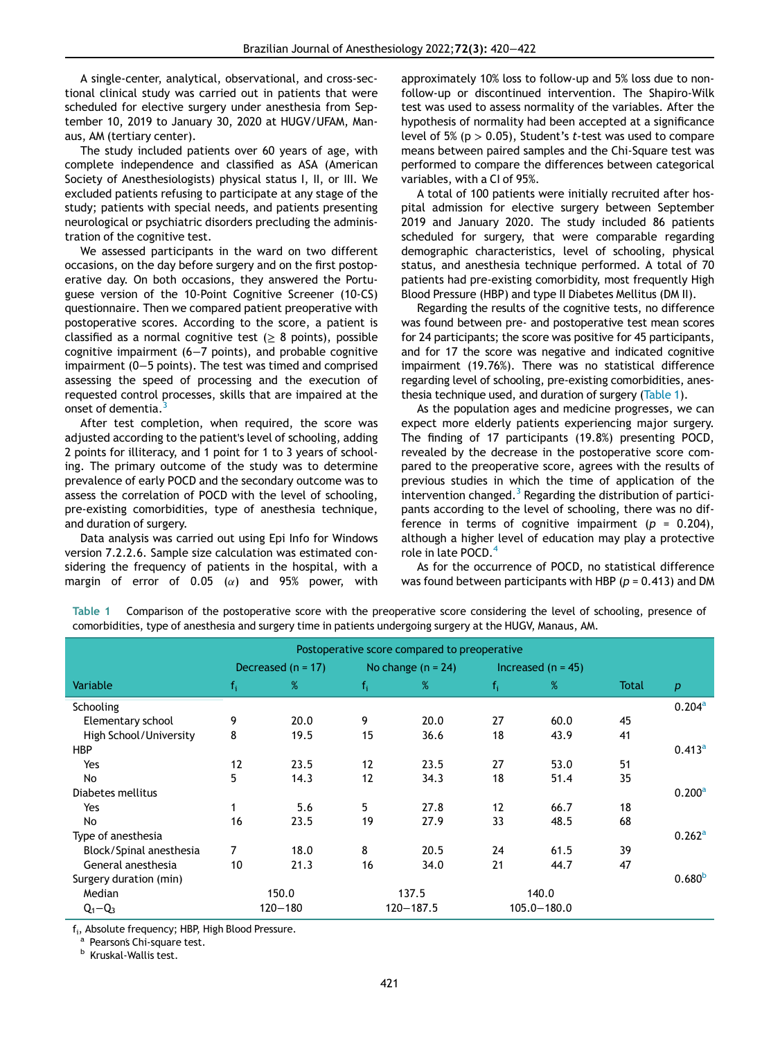A single-center, analytical, observational, and cross-sectional clinical study was carried out in patients that were scheduled for elective surgery under anesthesia from September 10, 2019 to January 30, 2020 at HUGV/UFAM, Manaus, AM (tertiary center).

The study included patients over 60 years of age, with complete independence and classified as ASA (American Society of Anesthesiologists) physical status I, II, or III. We excluded patients refusing to participate at any stage of the study; patients with special needs, and patients presenting neurological or psychiatric disorders precluding the administration of the cognitive test.

We assessed participants in the ward on two different occasions, on the day before surgery and on the first postoperative day. On both occasions, they answered the Portuguese version of the 10-Point Cognitive Screener (10-CS) questionnaire. Then we compared patient preoperative with postoperative scores. According to the score, a patient is classified as a normal cognitive test (≥ 8 points), possible cognitive impairment (6−7 points), and probable cognitive impairment (0−5 points). The test was timed and comprised assessing the speed of processing and the execution of requested control processes, skills that are impaired at the onset of dementia.[3]

After test completion, when required, the score was adjusted according to the patient's level of schooling, adding 2 points for illiteracy, and 1 point for 1 to 3 years of schooling. The primary outcome of the study was to determine prevalence of early POCD and the secondary outcome was to assess the correlation of POCD with the level of schooling, pre-existing comorbidities, type of anesthesia technique, and duration of surgery.

Data analysis was carried out using Epi Info for Windows version 7.2.2.6. Sample size calculation was estimated considering the frequency of patients in the hospital, with a margin of error of 0.05 ($\alpha$) and 95% power, with approximately 10% loss to follow-up and 5% loss due to non-follow-up or discontinued intervention. The Shapiro-Wilk test was used to assess normality of the variables. After the hypothesis of normality had been accepted at a significance level of 5% ($p > 0.05$), Student's *t*-test was used to compare means between paired samples and the Chi-Square test was performed to compare the differences between categorical variables, with a CI of 95%.

A total of 100 patients were initially recruited after hospital admission for elective surgery between September 2019 and January 2020. The study included 86 patients scheduled for surgery, that were comparable regarding demographic characteristics, level of schooling, physical status, and anesthesia technique performed. A total of 70 patients had pre-existing comorbidity, most frequently High Blood Pressure (HBP) and type II Diabetes Mellitus (DM II).

Regarding the results of the cognitive tests, no difference was found between pre- and postoperative test mean scores for 24 participants; the score was positive for 45 participants, and for 17 the score was negative and indicated cognitive impairment (19.76%). There was no statistical difference regarding level of schooling, pre-existing comorbidities, anesthesia technique used, and duration of surgery (Table 1).

As the population ages and medicine progresses, we can expect more elderly patients experiencing major surgery. The finding of 17 participants (19.8%) presenting POCD, revealed by the decrease in the postoperative score compared to the preoperative score, agrees with the results of previous studies in which the time of application of the intervention changed.[3] Regarding the distribution of participants according to the level of schooling, there was no difference in terms of cognitive impairment ($p$ = 0.204), although a higher level of education may play a protective role in late POCD.[4]

As for the occurrence of POCD, no statistical difference was found between participants with HBP ($p$ = 0.413) and DM

Table 1 Comparison of the postoperative score with the preoperative score considering the level of schooling, presence of comorbidities, type of anesthesia and surgery time in patients undergoing surgery at the HUGV, Manaus, AM.

| | Postoperative score compared to preoperative | | | | | | | |
|---|---|---|---|---|---|---|---|---|
| | Decreased (n = 17) | | No change (n = 24) | | Increased (n = 45) | | | |
| Variable | $f_i$ | % | $f_i$ | % | $f_i$ | % | Total | $p$ |
| Schooling | | | | | | | | 0.204[a] |
| Elementary school | 9 | 20.0 | 9 | 20.0 | 27 | 60.0 | 45 | |
| High School/University | 8 | 19.5 | 15 | 36.6 | 18 | 43.9 | 41 | |
| HBP | | | | | | | | 0.413[a] |
| Yes | 12 | 23.5 | 12 | 23.5 | 27 | 53.0 | 51 | |
| No | 5 | 14.3 | 12 | 34.3 | 18 | 51.4 | 35 | |
| Diabetes mellitus | | | | | | | | 0.200[a] |
| Yes | 1 | 5.6 | 5 | 27.8 | 12 | 66.7 | 18 | |
| No | 16 | 23.5 | 19 | 27.9 | 33 | 48.5 | 68 | |
| Type of anesthesia | | | | | | | | 0.262[a] |
| Block/Spinal anesthesia | 7 | 18.0 | 8 | 20.5 | 24 | 61.5 | 39 | |
| General anesthesia | 10 | 21.3 | 16 | 34.0 | 21 | 44.7 | 47 | |
| Surgery duration (min) | | | | | | | | 0.680[b] |
| Median | 150.0 | | 137.5 | | 140.0 | | | |
| $Q_1$−$Q_3$ | 120−180 | | 120−187.5 | | 105.0−180.0 | | | |

$f_i$, Absolute frequency; HBP, High Blood Pressure.

[a] Pearson's Chi-square test.

[b] Kruskal-Wallis test.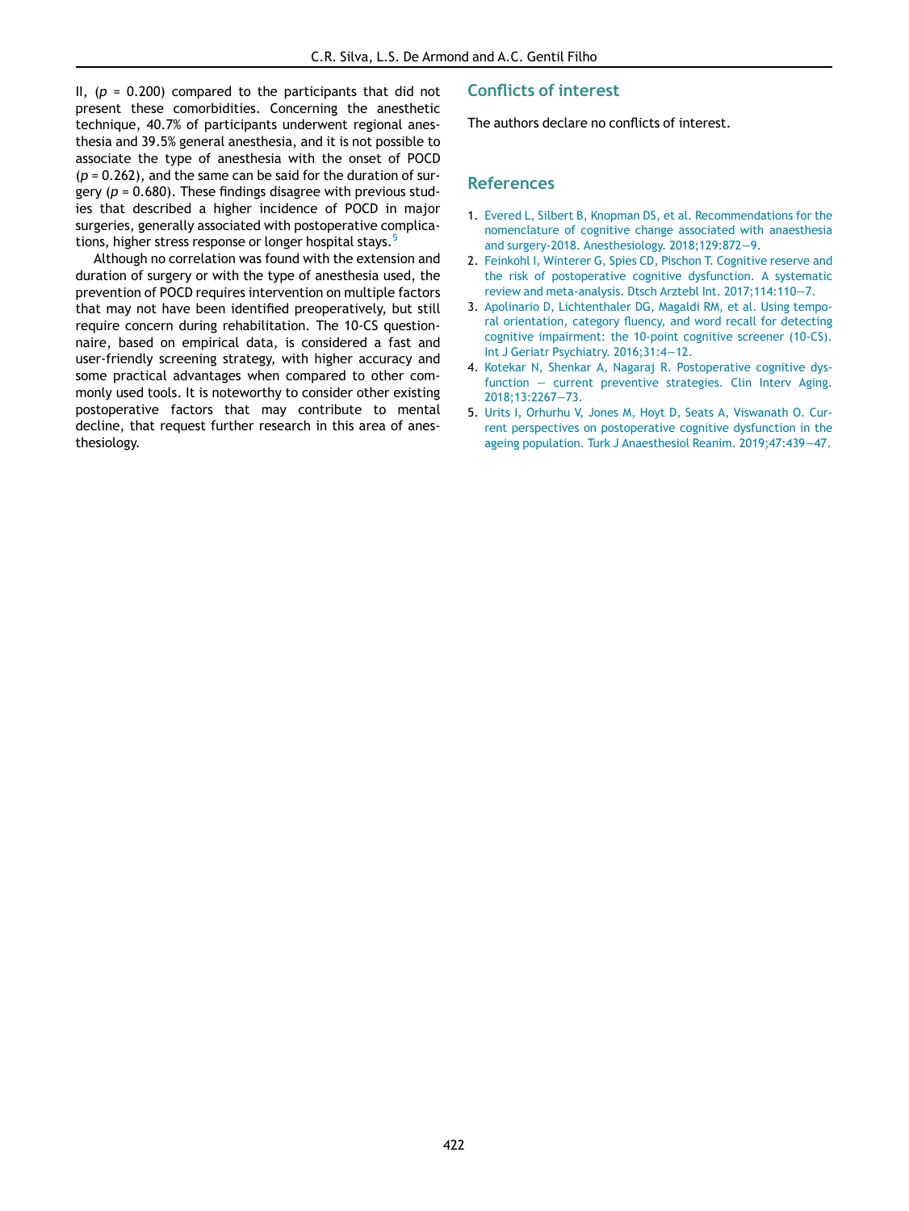II, ($p$ = 0.200) compared to the participants that did not present these comorbidities. Concerning the anesthetic technique, 40.7% of participants underwent regional anesthesia and 39.5% general anesthesia, and it is not possible to associate the type of anesthesia with the onset of POCD ($p$ = 0.262), and the same can be said for the duration of surgery ($p$ = 0.680). These findings disagree with previous studies that described a higher incidence of POCD in major surgeries, generally associated with postoperative complications, higher stress response or longer hospital stays.[5]

Although no correlation was found with the extension and duration of surgery or with the type of anesthesia used, the prevention of POCD requires intervention on multiple factors that may not have been identified preoperatively, but still require concern during rehabilitation. The 10-CS questionnaire, based on empirical data, is considered a fast and user-friendly screening strategy, with higher accuracy and some practical advantages when compared to other commonly used tools. It is noteworthy to consider other existing postoperative factors that may contribute to mental decline, that request further research in this area of anesthesiology.

## Conflicts of interest

The authors declare no conflicts of interest.

## References

1. Evered L, Silbert B, Knopman DS, et al. Recommendations for the nomenclature of cognitive change associated with anaesthesia and surgery-2018. Anesthesiology. 2018;129:872–9.
2. Feinkohl I, Winterer G, Spies CD, Pischon T. Cognitive reserve and the risk of postoperative cognitive dysfunction. A systematic review and meta-analysis. Dtsch Arztebl Int. 2017;114:110–7.
3. Apolinario D, Lichtenthaler DG, Magaldi RM, et al. Using temporal orientation, category fluency, and word recall for detecting cognitive impairment: the 10-point cognitive screener (10-CS). Int J Geriatr Psychiatry. 2016;31:4–12.
4. Kotekar N, Shenkar A, Nagaraj R. Postoperative cognitive dysfunction – current preventive strategies. Clin Interv Aging. 2018;13:2267–73.
5. Urits I, Orhurhu V, Jones M, Hoyt D, Seats A, Viswanath O. Current perspectives on postoperative cognitive dysfunction in the ageing population. Turk J Anaesthesiol Reanim. 2019;47:439–47.